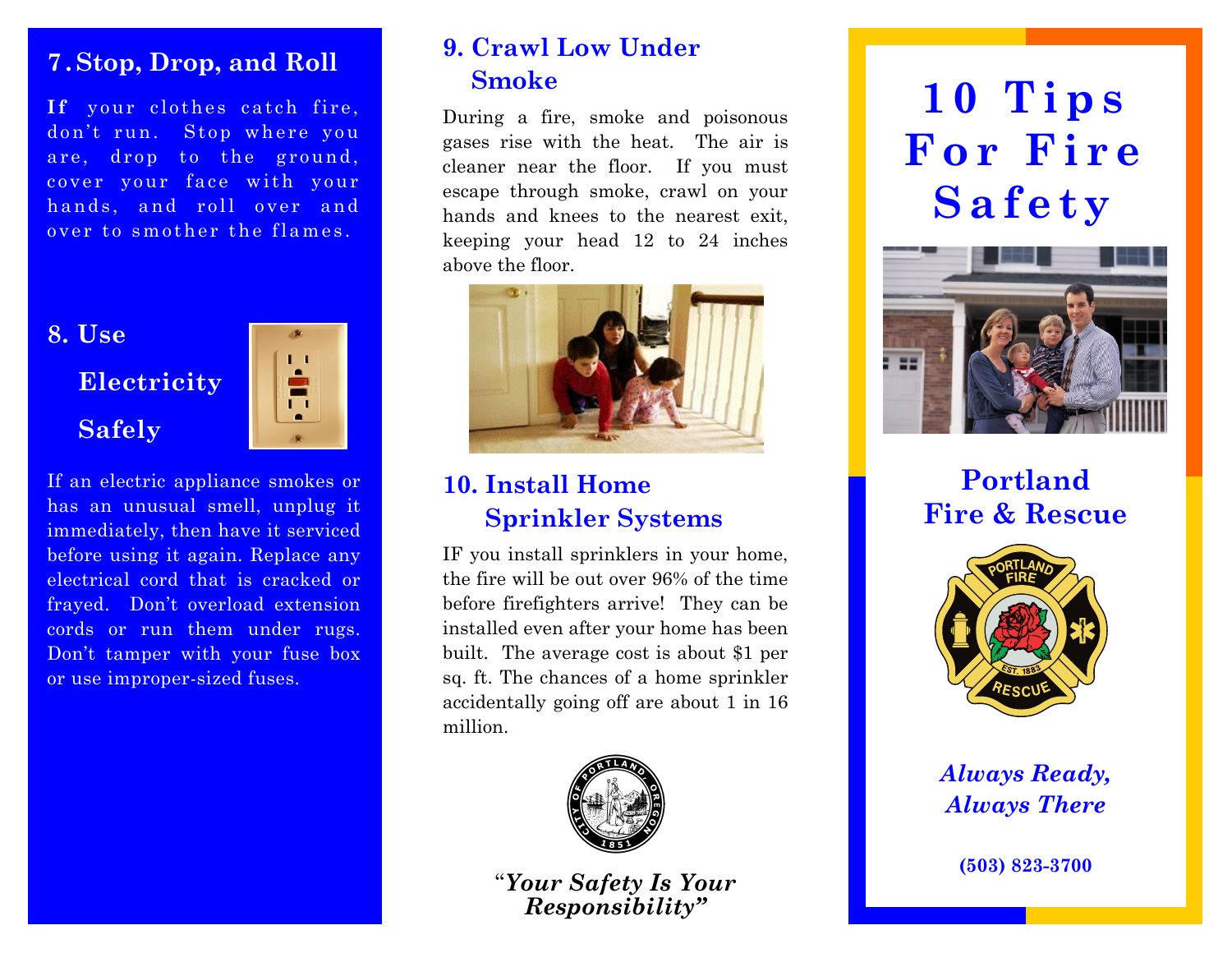## 7. Stop, Drop, and Roll

If your clothes catch fire, don't run. Stop where you are, drop to the ground, cover your face with your hands, and roll over and over to smother the flames.

## 8. Use Electricity Safely

If an electric appliance smokes or has an unusual smell, unplug it immediately, then have it serviced before using it again. Replace any electrical cord that is cracked or frayed. Don't overload extension cords or run them under rugs. Don't tamper with your fuse box or use improper-sized fuses.

## 9. Crawl Low Under Smoke

During a fire, smoke and poisonous gases rise with the heat. The air is cleaner near the floor. If you must escape through smoke, crawl on your hands and knees to the nearest exit, keeping your head 12 to 24 inches above the floor.

## 10. Install Home Sprinkler Systems

IF you install sprinklers in your home, the fire will be out over 96% of the time before firefighters arrive! They can be installed even after your home has been built. The average cost is about $1 per sq. ft. The chances of a home sprinkler accidentally going off are about 1 in 16 million.

*"Your Safety Is Your Responsibility"*

# 10 Tips For Fire Safety

## Portland Fire & Rescue

*Always Ready, Always There*

**(503) 823-3700**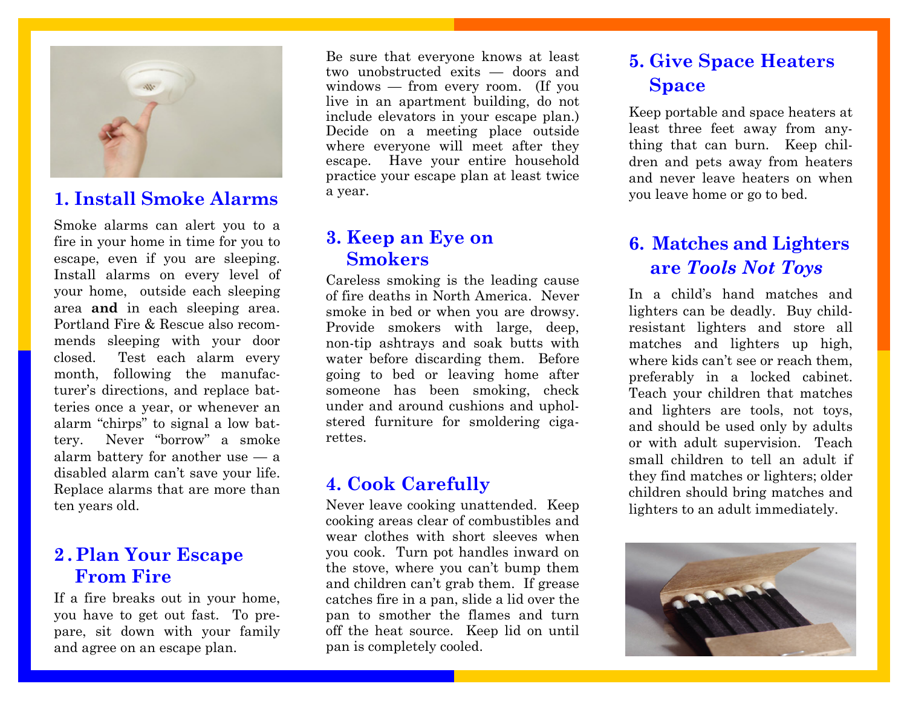## 1. Install Smoke Alarms

Smoke alarms can alert you to a fire in your home in time for you to escape, even if you are sleeping. Install alarms on every level of your home, outside each sleeping area **and** in each sleeping area. Portland Fire & Rescue also recommends sleeping with your door closed. Test each alarm every month, following the manufacturer's directions, and replace batteries once a year, or whenever an alarm "chirps" to signal a low battery. Never "borrow" a smoke alarm battery for another use — a disabled alarm can't save your life. Replace alarms that are more than ten years old.

## 2. Plan Your Escape From Fire

If a fire breaks out in your home, you have to get out fast. To prepare, sit down with your family and agree on an escape plan. Be sure that everyone knows at least two unobstructed exits — doors and windows — from every room. (If you live in an apartment building, do not include elevators in your escape plan.) Decide on a meeting place outside where everyone will meet after they escape. Have your entire household practice your escape plan at least twice a year.

## 3. Keep an Eye on Smokers

Careless smoking is the leading cause of fire deaths in North America. Never smoke in bed or when you are drowsy. Provide smokers with large, deep, non-tip ashtrays and soak butts with water before discarding them. Before going to bed or leaving home after someone has been smoking, check under and around cushions and upholstered furniture for smoldering cigarettes.

## 4. Cook Carefully

Never leave cooking unattended. Keep cooking areas clear of combustibles and wear clothes with short sleeves when you cook. Turn pot handles inward on the stove, where you can't bump them and children can't grab them. If grease catches fire in a pan, slide a lid over the pan to smother the flames and turn off the heat source. Keep lid on until pan is completely cooled.

## 5. Give Space Heaters Space

Keep portable and space heaters at least three feet away from anything that can burn. Keep children and pets away from heaters and never leave heaters on when you leave home or go to bed.

## 6. Matches and Lighters are *Tools Not Toys*

In a child's hand matches and lighters can be deadly. Buy child-resistant lighters and store all matches and lighters up high, where kids can't see or reach them, preferably in a locked cabinet. Teach your children that matches and lighters are tools, not toys, and should be used only by adults or with adult supervision. Teach small children to tell an adult if they find matches or lighters; older children should bring matches and lighters to an adult immediately.